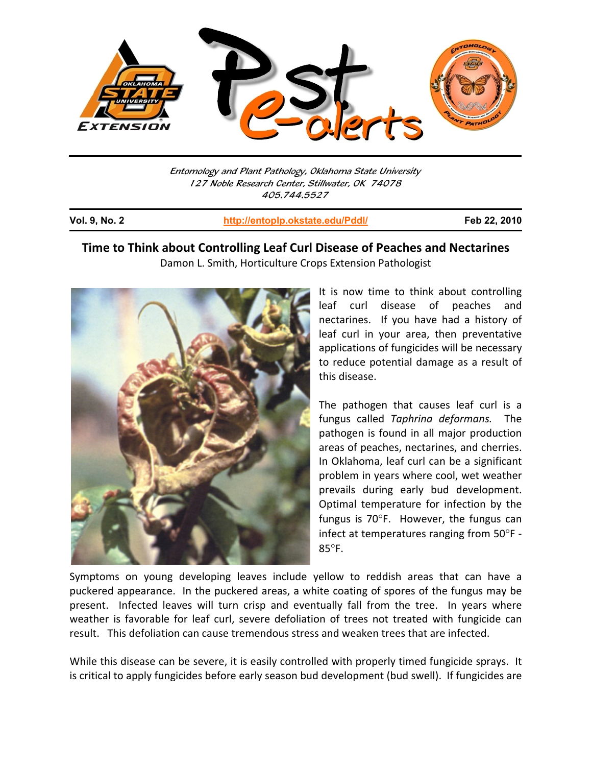Entomology and Plant Pathology, Oklahoma State University
127 Noble Research Center, Stillwater, OK 74078
405.744.5527

**Vol. 9, No. 2** | **http://entoplp.okstate.edu/Pddl/** | **Feb 22, 2010**

# Time to Think about Controlling Leaf Curl Disease of Peaches and Nectarines

Damon L. Smith, Horticulture Crops Extension Pathologist

It is now time to think about controlling leaf curl disease of peaches and nectarines. If you have had a history of leaf curl in your area, then preventative applications of fungicides will be necessary to reduce potential damage as a result of this disease.

The pathogen that causes leaf curl is a fungus called *Taphrina deformans.* The pathogen is found in all major production areas of peaches, nectarines, and cherries. In Oklahoma, leaf curl can be a significant problem in years where cool, wet weather prevails during early bud development. Optimal temperature for infection by the fungus is 70°F. However, the fungus can infect at temperatures ranging from 50°F - 85°F.

Symptoms on young developing leaves include yellow to reddish areas that can have a puckered appearance. In the puckered areas, a white coating of spores of the fungus may be present. Infected leaves will turn crisp and eventually fall from the tree. In years where weather is favorable for leaf curl, severe defoliation of trees not treated with fungicide can result. This defoliation can cause tremendous stress and weaken trees that are infected.

While this disease can be severe, it is easily controlled with properly timed fungicide sprays. It is critical to apply fungicides before early season bud development (bud swell). If fungicides are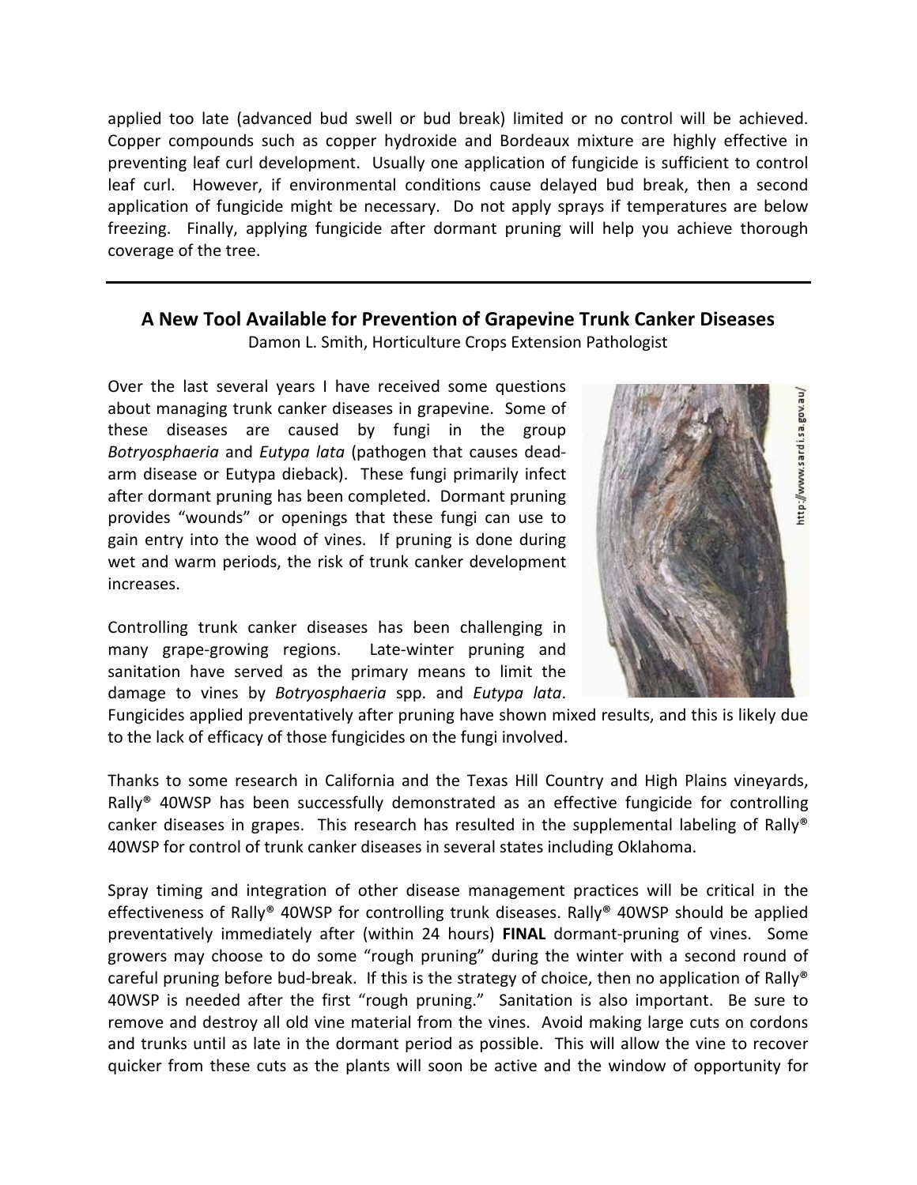applied too late (advanced bud swell or bud break) limited or no control will be achieved. Copper compounds such as copper hydroxide and Bordeaux mixture are highly effective in preventing leaf curl development. Usually one application of fungicide is sufficient to control leaf curl. However, if environmental conditions cause delayed bud break, then a second application of fungicide might be necessary. Do not apply sprays if temperatures are below freezing. Finally, applying fungicide after dormant pruning will help you achieve thorough coverage of the tree.

---

## A New Tool Available for Prevention of Grapevine Trunk Canker Diseases

Damon L. Smith, Horticulture Crops Extension Pathologist

Over the last several years I have received some questions about managing trunk canker diseases in grapevine. Some of these diseases are caused by fungi in the group *Botryosphaeria* and *Eutypa lata* (pathogen that causes dead-arm disease or Eutypa dieback). These fungi primarily infect after dormant pruning has been completed. Dormant pruning provides "wounds" or openings that these fungi can use to gain entry into the wood of vines. If pruning is done during wet and warm periods, the risk of trunk canker development increases.

Controlling trunk canker diseases has been challenging in many grape-growing regions. Late-winter pruning and sanitation have served as the primary means to limit the damage to vines by *Botryosphaeria* spp. and *Eutypa lata*. Fungicides applied preventatively after pruning have shown mixed results, and this is likely due to the lack of efficacy of those fungicides on the fungi involved.

Thanks to some research in California and the Texas Hill Country and High Plains vineyards, Rally® 40WSP has been successfully demonstrated as an effective fungicide for controlling canker diseases in grapes. This research has resulted in the supplemental labeling of Rally® 40WSP for control of trunk canker diseases in several states including Oklahoma.

Spray timing and integration of other disease management practices will be critical in the effectiveness of Rally® 40WSP for controlling trunk diseases. Rally® 40WSP should be applied preventatively immediately after (within 24 hours) **FINAL** dormant-pruning of vines. Some growers may choose to do some "rough pruning" during the winter with a second round of careful pruning before bud-break. If this is the strategy of choice, then no application of Rally® 40WSP is needed after the first "rough pruning." Sanitation is also important. Be sure to remove and destroy all old vine material from the vines. Avoid making large cuts on cordons and trunks until as late in the dormant period as possible. This will allow the vine to recover quicker from these cuts as the plants will soon be active and the window of opportunity for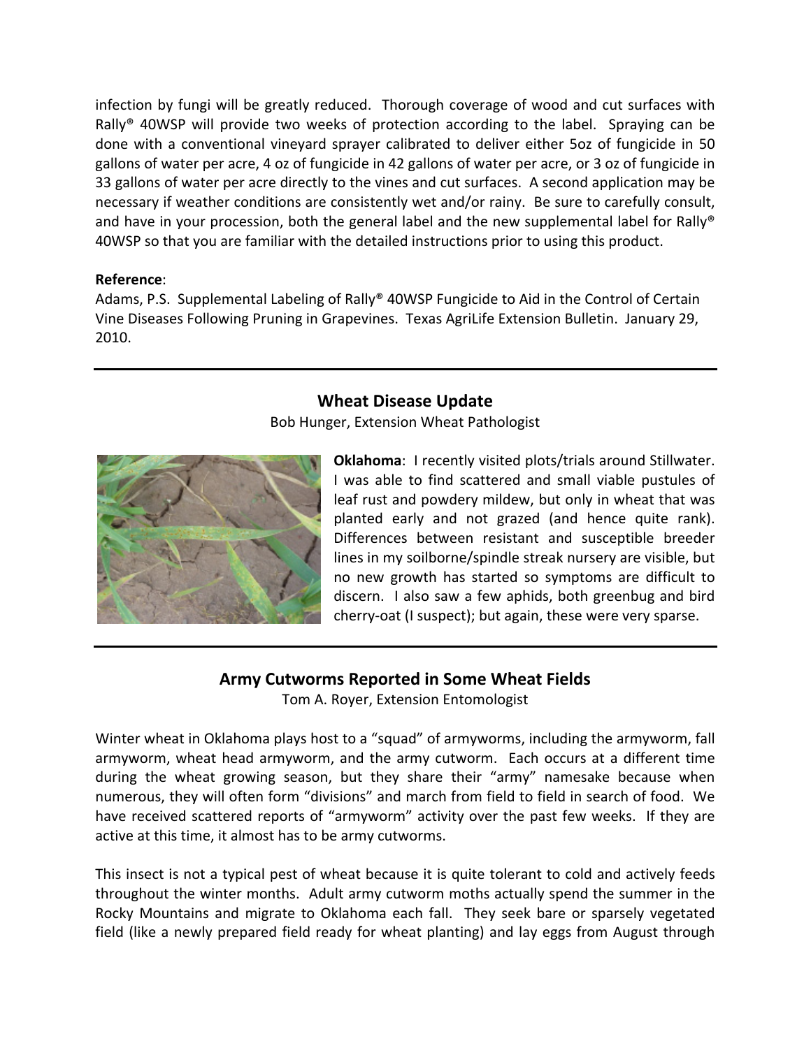infection by fungi will be greatly reduced. Thorough coverage of wood and cut surfaces with Rally® 40WSP will provide two weeks of protection according to the label. Spraying can be done with a conventional vineyard sprayer calibrated to deliver either 5oz of fungicide in 50 gallons of water per acre, 4 oz of fungicide in 42 gallons of water per acre, or 3 oz of fungicide in 33 gallons of water per acre directly to the vines and cut surfaces. A second application may be necessary if weather conditions are consistently wet and/or rainy. Be sure to carefully consult, and have in your procession, both the general label and the new supplemental label for Rally® 40WSP so that you are familiar with the detailed instructions prior to using this product.

**Reference**:

Adams, P.S. Supplemental Labeling of Rally® 40WSP Fungicide to Aid in the Control of Certain Vine Diseases Following Pruning in Grapevines. Texas AgriLife Extension Bulletin. January 29, 2010.

---

## Wheat Disease Update

Bob Hunger, Extension Wheat Pathologist

**Oklahoma**: I recently visited plots/trials around Stillwater. I was able to find scattered and small viable pustules of leaf rust and powdery mildew, but only in wheat that was planted early and not grazed (and hence quite rank). Differences between resistant and susceptible breeder lines in my soilborne/spindle streak nursery are visible, but no new growth has started so symptoms are difficult to discern. I also saw a few aphids, both greenbug and bird cherry-oat (I suspect); but again, these were very sparse.

---

## Army Cutworms Reported in Some Wheat Fields

Tom A. Royer, Extension Entomologist

Winter wheat in Oklahoma plays host to a "squad" of armyworms, including the armyworm, fall armyworm, wheat head armyworm, and the army cutworm. Each occurs at a different time during the wheat growing season, but they share their "army" namesake because when numerous, they will often form "divisions" and march from field to field in search of food. We have received scattered reports of "armyworm" activity over the past few weeks. If they are active at this time, it almost has to be army cutworms.

This insect is not a typical pest of wheat because it is quite tolerant to cold and actively feeds throughout the winter months. Adult army cutworm moths actually spend the summer in the Rocky Mountains and migrate to Oklahoma each fall. They seek bare or sparsely vegetated field (like a newly prepared field ready for wheat planting) and lay eggs from August through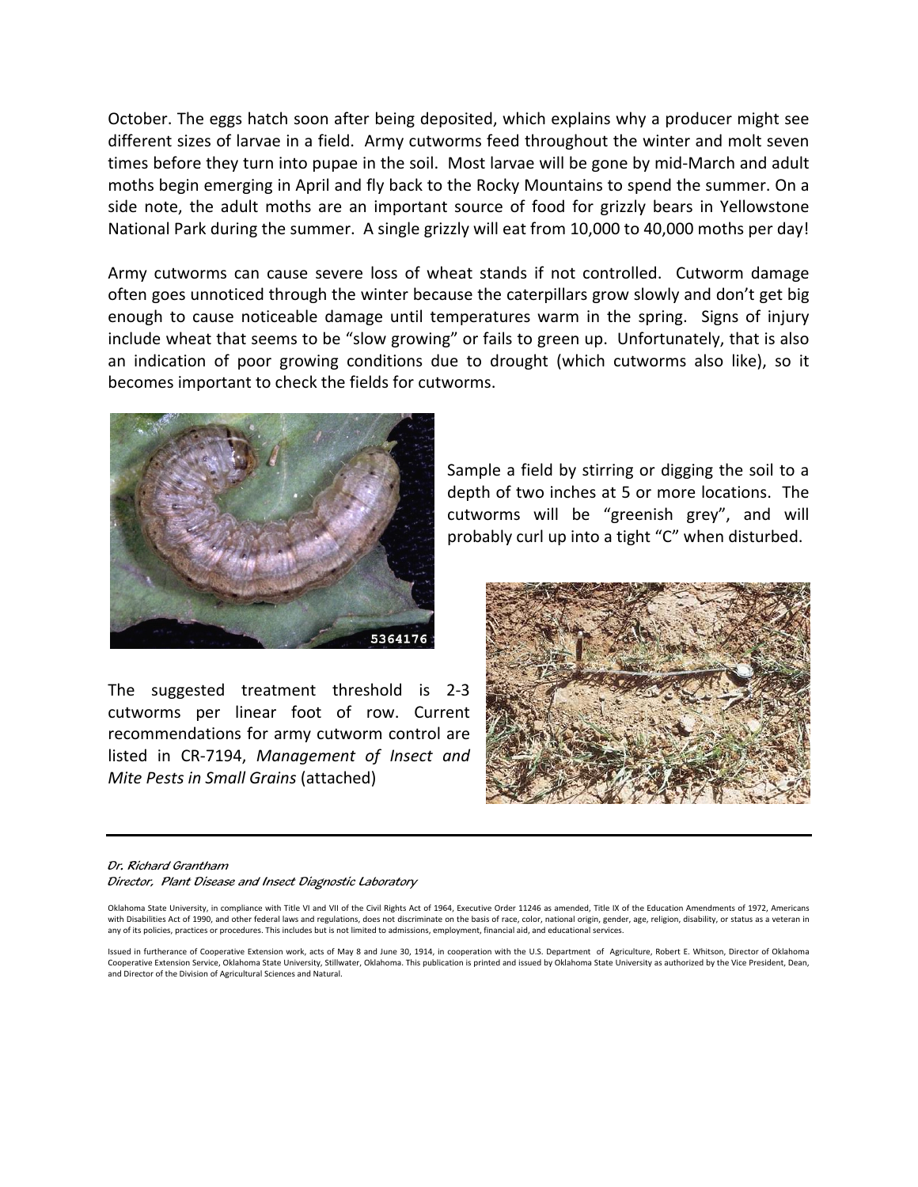October. The eggs hatch soon after being deposited, which explains why a producer might see different sizes of larvae in a field. Army cutworms feed throughout the winter and molt seven times before they turn into pupae in the soil. Most larvae will be gone by mid-March and adult moths begin emerging in April and fly back to the Rocky Mountains to spend the summer. On a side note, the adult moths are an important source of food for grizzly bears in Yellowstone National Park during the summer. A single grizzly will eat from 10,000 to 40,000 moths per day!

Army cutworms can cause severe loss of wheat stands if not controlled. Cutworm damage often goes unnoticed through the winter because the caterpillars grow slowly and don't get big enough to cause noticeable damage until temperatures warm in the spring. Signs of injury include wheat that seems to be "slow growing" or fails to green up. Unfortunately, that is also an indication of poor growing conditions due to drought (which cutworms also like), so it becomes important to check the fields for cutworms.

Sample a field by stirring or digging the soil to a depth of two inches at 5 or more locations. The cutworms will be "greenish grey", and will probably curl up into a tight "C" when disturbed.

The suggested treatment threshold is 2-3 cutworms per linear foot of row. Current recommendations for army cutworm control are listed in CR-7194, *Management of Insect and Mite Pests in Small Grains* (attached)

---

*Dr. Richard Grantham*
*Director, Plant Disease and Insect Diagnostic Laboratory*

Oklahoma State University, in compliance with Title VI and VII of the Civil Rights Act of 1964, Executive Order 11246 as amended, Title IX of the Education Amendments of 1972, Americans with Disabilities Act of 1990, and other federal laws and regulations, does not discriminate on the basis of race, color, national origin, gender, age, religion, disability, or status as a veteran in any of its policies, practices or procedures. This includes but is not limited to admissions, employment, financial aid, and educational services.

Issued in furtherance of Cooperative Extension work, acts of May 8 and June 30, 1914, in cooperation with the U.S. Department of Agriculture, Robert E. Whitson, Director of Oklahoma Cooperative Extension Service, Oklahoma State University, Stillwater, Oklahoma. This publication is printed and issued by Oklahoma State University as authorized by the Vice President, Dean, and Director of the Division of Agricultural Sciences and Natural.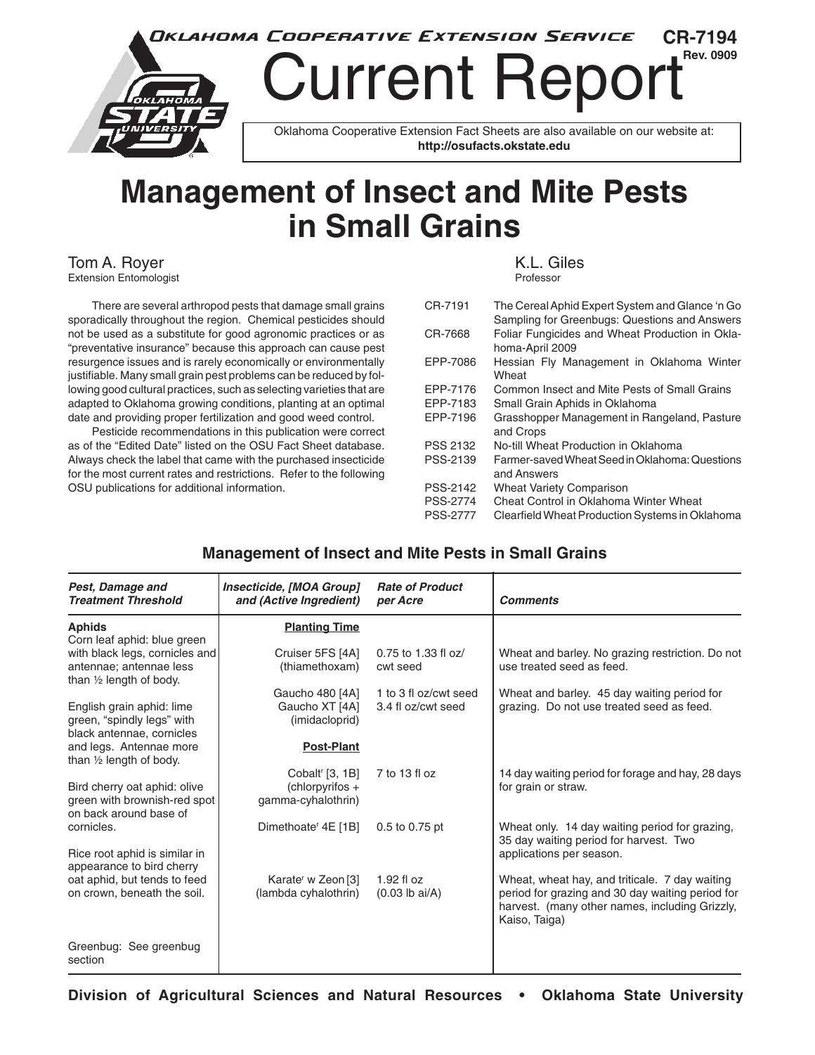Oklahoma Cooperative Extension Service

CR-7194
Rev. 0909

# Current Report

Oklahoma Cooperative Extension Fact Sheets are also available on our website at: **http://osufacts.okstate.edu**

# Management of Insect and Mite Pests in Small Grains

Tom A. Royer
Extension Entomologist

K.L. Giles
Professor

There are several arthropod pests that damage small grains sporadically throughout the region. Chemical pesticides should not be used as a substitute for good agronomic practices or as "preventative insurance" because this approach can cause pest resurgence issues and is rarely economically or environmentally justifiable. Many small grain pest problems can be reduced by following good cultural practices, such as selecting varieties that are adapted to Oklahoma growing conditions, planting at an optimal date and providing proper fertilization and good weed control.

Pesticide recommendations in this publication were correct as of the "Edited Date" listed on the OSU Fact Sheet database. Always check the label that came with the purchased insecticide for the most current rates and restrictions. Refer to the following OSU publications for additional information.

| | |
|---|---|
| CR-7191 | The Cereal Aphid Expert System and Glance 'n Go Sampling for Greenbugs: Questions and Answers |
| CR-7668 | Foliar Fungicides and Wheat Production in Oklahoma-April 2009 |
| EPP-7086 | Hessian Fly Management in Oklahoma Winter Wheat |
| EPP-7176 | Common Insect and Mite Pests of Small Grains |
| EPP-7183 | Small Grain Aphids in Oklahoma |
| EPP-7196 | Grasshopper Management in Rangeland, Pasture and Crops |
| PSS 2132 | No-till Wheat Production in Oklahoma |
| PSS-2139 | Farmer-saved Wheat Seed in Oklahoma: Questions and Answers |
| PSS-2142 | Wheat Variety Comparison |
| PSS-2774 | Cheat Control in Oklahoma Winter Wheat |
| PSS-2777 | Clearfield Wheat Production Systems in Oklahoma |

## Management of Insect and Mite Pests in Small Grains

| *Pest, Damage and Treatment Threshold* | *Insecticide, [MOA Group] and (Active Ingredient)* | *Rate of Product per Acre* | *Comments* |
|---|---|---|---|
| **Aphids**<br>Corn leaf aphid: blue green with black legs, cornicles and antennae; antennae less than ½ length of body.<br><br>English grain aphid: lime green, "spindly legs" with black antennae, cornicles and legs. Antennae more than ½ length of body.<br><br>Bird cherry oat aphid: olive green with brownish-red spot on back around base of cornicles.<br><br>Rice root aphid is similar in appearance to bird cherry oat aphid, but tends to feed on crown, beneath the soil.<br><br>Greenbug: See greenbug section | **Planting Time** | | |
| | Cruiser 5FS [4A] (thiamethoxam) | 0.75 to 1.33 fl oz/ cwt seed | Wheat and barley. No grazing restriction. Do not use treated seed as feed. |
| | Gaucho 480 [4A]<br>Gaucho XT [4A]<br>(imidacloprid) | 1 to 3 fl oz/cwt seed<br>3.4 fl oz/cwt seed | Wheat and barley. 45 day waiting period for grazing. Do not use treated seed as feed. |
| | **Post-Plant** | | |
| | Cobalt[r] [3, 1B] (chlorpyrifos + gamma-cyhalothrin) | 7 to 13 fl oz | 14 day waiting period for forage and hay, 28 days for grain or straw. |
| | Dimethoate[r] 4E [1B] | 0.5 to 0.75 pt | Wheat only. 14 day waiting period for grazing, 35 day waiting period for harvest. Two applications per season. |
| | Karate[r] w Zeon [3] (lambda cyhalothrin) | 1.92 fl oz (0.03 lb ai/A) | Wheat, wheat hay, and triticale. 7 day waiting period for grazing and 30 day waiting period for harvest. (many other names, including Grizzly, Kaiso, Taiga) |

Division of Agricultural Sciences and Natural Resources • Oklahoma State University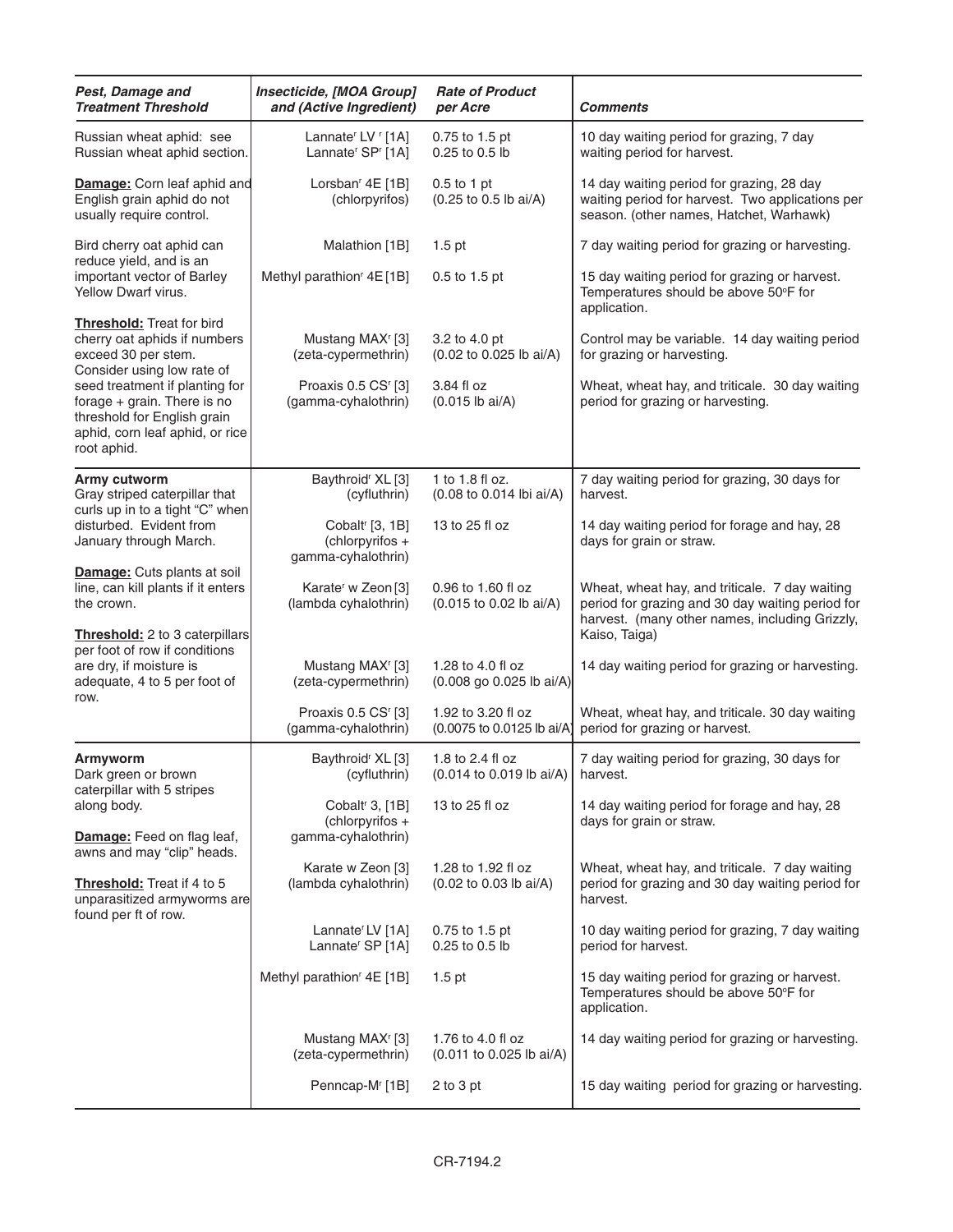| *Pest, Damage and Treatment Threshold* | *Insecticide, [MOA Group] and (Active Ingredient)* | *Rate of Product per Acre* | *Comments* |
|---|---|---|---|
| Russian wheat aphid: see Russian wheat aphid section. | Lannate[r] LV [r] [1A]<br>Lannate[r] SP[r] [1A] | 0.75 to 1.5 pt<br>0.25 to 0.5 lb | 10 day waiting period for grazing, 7 day waiting period for harvest. |
| **Damage:** Corn leaf aphid and English grain aphid do not usually require control. | Lorsban[r] 4E [1B] (chlorpyrifos) | 0.5 to 1 pt (0.25 to 0.5 lb ai/A) | 14 day waiting period for grazing, 28 day waiting period for harvest. Two applications per season. (other names, Hatchet, Warhawk) |
| Bird cherry oat aphid can reduce yield, and is an important vector of Barley Yellow Dwarf virus. | Malathion [1B] | 1.5 pt | 7 day waiting period for grazing or harvesting. |
| | Methyl parathion[r] 4E [1B] | 0.5 to 1.5 pt | 15 day waiting period for grazing or harvest. Temperatures should be above 50ºF for application. |
| **Threshold:** Treat for bird cherry oat aphids if numbers exceed 30 per stem. Consider using low rate of seed treatment if planting for forage + grain. There is no threshold for English grain aphid, corn leaf aphid, or rice root aphid. | Mustang MAX[r] [3] (zeta-cypermethrin) | 3.2 to 4.0 pt (0.02 to 0.025 lb ai/A) | Control may be variable. 14 day waiting period for grazing or harvesting. |
| | Proaxis 0.5 CS[r] [3] (gamma-cyhalothrin) | 3.84 fl oz (0.015 lb ai/A) | Wheat, wheat hay, and triticale. 30 day waiting period for grazing or harvesting. |
| **Army cutworm**<br>Gray striped caterpillar that curls up in to a tight "C" when disturbed. Evident from January through March. | Baythroid[r] XL [3] (cyfluthrin) | 1 to 1.8 fl oz. (0.08 to 0.014 lbi ai/A) | 7 day waiting period for grazing, 30 days for harvest. |
| | Cobalt[r] [3, 1B] (chlorpyrifos + gamma-cyhalothrin) | 13 to 25 fl oz | 14 day waiting period for forage and hay, 28 days for grain or straw. |
| **Damage:** Cuts plants at soil line, can kill plants if it enters the crown. | Karate[r] w Zeon [3] (lambda cyhalothrin) | 0.96 to 1.60 fl oz (0.015 to 0.02 lb ai/A) | Wheat, wheat hay, and triticale. 7 day waiting period for grazing and 30 day waiting period for harvest. (many other names, including Grizzly, Kaiso, Taiga) |
| **Threshold:** 2 to 3 caterpillars per foot of row if conditions are dry, if moisture is adequate, 4 to 5 per foot of row. | Mustang MAX[r] [3] (zeta-cypermethrin) | 1.28 to 4.0 fl oz (0.008 go 0.025 lb ai/A) | 14 day waiting period for grazing or harvesting. |
| | Proaxis 0.5 CS[r] [3] (gamma-cyhalothrin) | 1.92 to 3.20 fl oz (0.0075 to 0.0125 lb ai/A) | Wheat, wheat hay, and triticale. 30 day waiting period for grazing or harvest. |
| **Armyworm**<br>Dark green or brown caterpillar with 5 stripes along body. | Baythroid[r] XL [3] (cyfluthrin) | 1.8 to 2.4 fl oz (0.014 to 0.019 lb ai/A) | 7 day waiting period for grazing, 30 days for harvest. |
| **Damage:** Feed on flag leaf, awns and may "clip" heads. | Cobalt[r] 3, [1B] (chlorpyrifos + gamma-cyhalothrin) | 13 to 25 fl oz | 14 day waiting period for forage and hay, 28 days for grain or straw. |
| **Threshold:** Treat if 4 to 5 unparasitized armyworms are found per ft of row. | Karate w Zeon [3] (lambda cyhalothrin) | 1.28 to 1.92 fl oz (0.02 to 0.03 lb ai/A) | Wheat, wheat hay, and triticale. 7 day waiting period for grazing and 30 day waiting period for harvest. |
| | Lannate[r] LV [1A]<br>Lannate[r] SP [1A] | 0.75 to 1.5 pt<br>0.25 to 0.5 lb | 10 day waiting period for grazing, 7 day waiting period for harvest. |
| | Methyl parathion[r] 4E [1B] | 1.5 pt | 15 day waiting period for grazing or harvest. Temperatures should be above 50ºF for application. |
| | Mustang MAX[r] [3] (zeta-cypermethrin) | 1.76 to 4.0 fl oz (0.011 to 0.025 lb ai/A) | 14 day waiting period for grazing or harvesting. |
| | Penncap-M[r] [1B] | 2 to 3 pt | 15 day waiting period for grazing or harvesting. |

CR-7194.2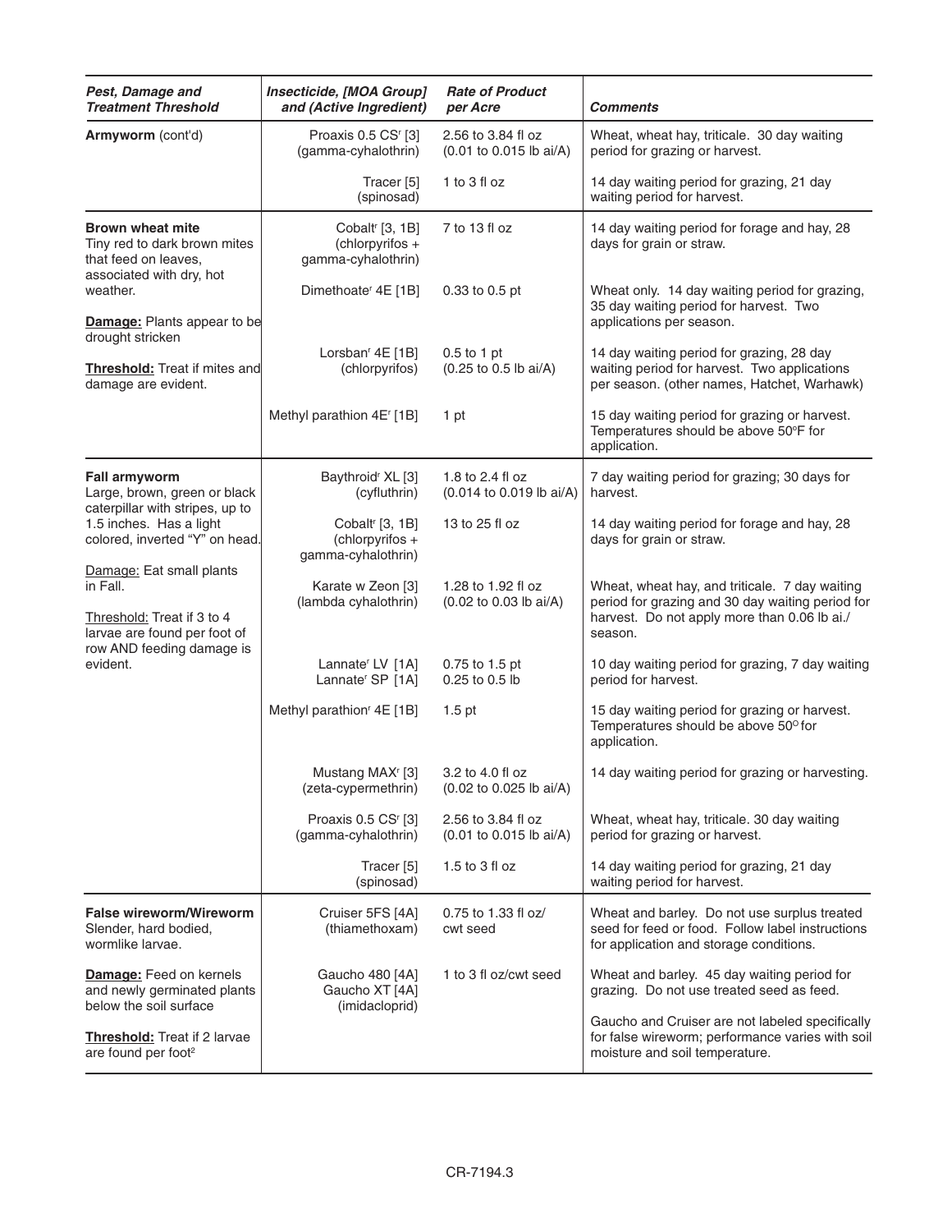| Pest, Damage and Treatment Threshold | Insecticide, [MOA Group] and (Active Ingredient) | Rate of Product per Acre | Comments |
|---|---|---|---|
| **Armyworm** (cont'd) | Proaxis 0.5 CS[r] [3] (gamma-cyhalothrin) | 2.56 to 3.84 fl oz (0.01 to 0.015 lb ai/A) | Wheat, wheat hay, triticale. 30 day waiting period for grazing or harvest. |
| | Tracer [5] (spinosad) | 1 to 3 fl oz | 14 day waiting period for grazing, 21 day waiting period for harvest. |
| **Brown wheat mite** Tiny red to dark brown mites that feed on leaves, associated with dry, hot weather. | Cobalt[r] [3, 1B] (chlorpyrifos + gamma-cyhalothrin) | 7 to 13 fl oz | 14 day waiting period for forage and hay, 28 days for grain or straw. |
| **Damage:** Plants appear to be drought stricken | Dimethoate[r] 4E [1B] | 0.33 to 0.5 pt | Wheat only. 14 day waiting period for grazing, 35 day waiting period for harvest. Two applications per season. |
| **Threshold:** Treat if mites and damage are evident. | Lorsban[r] 4E [1B] (chlorpyrifos) | 0.5 to 1 pt (0.25 to 0.5 lb ai/A) | 14 day waiting period for grazing, 28 day waiting period for harvest. Two applications per season. (other names, Hatchet, Warhawk) |
| | Methyl parathion 4E[r] [1B] | 1 pt | 15 day waiting period for grazing or harvest. Temperatures should be above 50°F for application. |
| **Fall armyworm** Large, brown, green or black caterpillar with stripes, up to 1.5 inches. Has a light colored, inverted "Y" on head. | Baythroid[r] XL [3] (cyfluthrin) | 1.8 to 2.4 fl oz (0.014 to 0.019 lb ai/A) | 7 day waiting period for grazing; 30 days for harvest. |
| Damage: Eat small plants in Fall. | Cobalt[r] [3, 1B] (chlorpyrifos + gamma-cyhalothrin) | 13 to 25 fl oz | 14 day waiting period for forage and hay, 28 days for grain or straw. |
| Threshold: Treat if 3 to 4 larvae are found per foot of row AND feeding damage is evident. | Karate w Zeon [3] (lambda cyhalothrin) | 1.28 to 1.92 fl oz (0.02 to 0.03 lb ai/A) | Wheat, wheat hay, and triticale. 7 day waiting period for grazing and 30 day waiting period for harvest. Do not apply more than 0.06 lb ai./ season. |
| | Lannate[r] LV [1A] Lannate[r] SP [1A] | 0.75 to 1.5 pt 0.25 to 0.5 lb | 10 day waiting period for grazing, 7 day waiting period for harvest. |
| | Methyl parathion[r] 4E [1B] | 1.5 pt | 15 day waiting period for grazing or harvest. Temperatures should be above 50° for application. |
| | Mustang MAX[r] [3] (zeta-cypermethrin) | 3.2 to 4.0 fl oz (0.02 to 0.025 lb ai/A) | 14 day waiting period for grazing or harvesting. |
| | Proaxis 0.5 CS[r] [3] (gamma-cyhalothrin) | 2.56 to 3.84 fl oz (0.01 to 0.015 lb ai/A) | Wheat, wheat hay, triticale. 30 day waiting period for grazing or harvest. |
| | Tracer [5] (spinosad) | 1.5 to 3 fl oz | 14 day waiting period for grazing, 21 day waiting period for harvest. |
| **False wireworm/Wireworm** Slender, hard bodied, wormlike larvae. | Cruiser 5FS [4A] (thiamethoxam) | 0.75 to 1.33 fl oz/ cwt seed | Wheat and barley. Do not use surplus treated seed for feed or food. Follow label instructions for application and storage conditions. |
| **Damage:** Feed on kernels and newly germinated plants below the soil surface | Gaucho 480 [4A] Gaucho XT [4A] (imidacloprid) | 1 to 3 fl oz/cwt seed | Wheat and barley. 45 day waiting period for grazing. Do not use treated seed as feed. |
| **Threshold:** Treat if 2 larvae are found per foot[2] | | | Gaucho and Cruiser are not labeled specifically for false wireworm; performance varies with soil moisture and soil temperature. |

CR-7194.3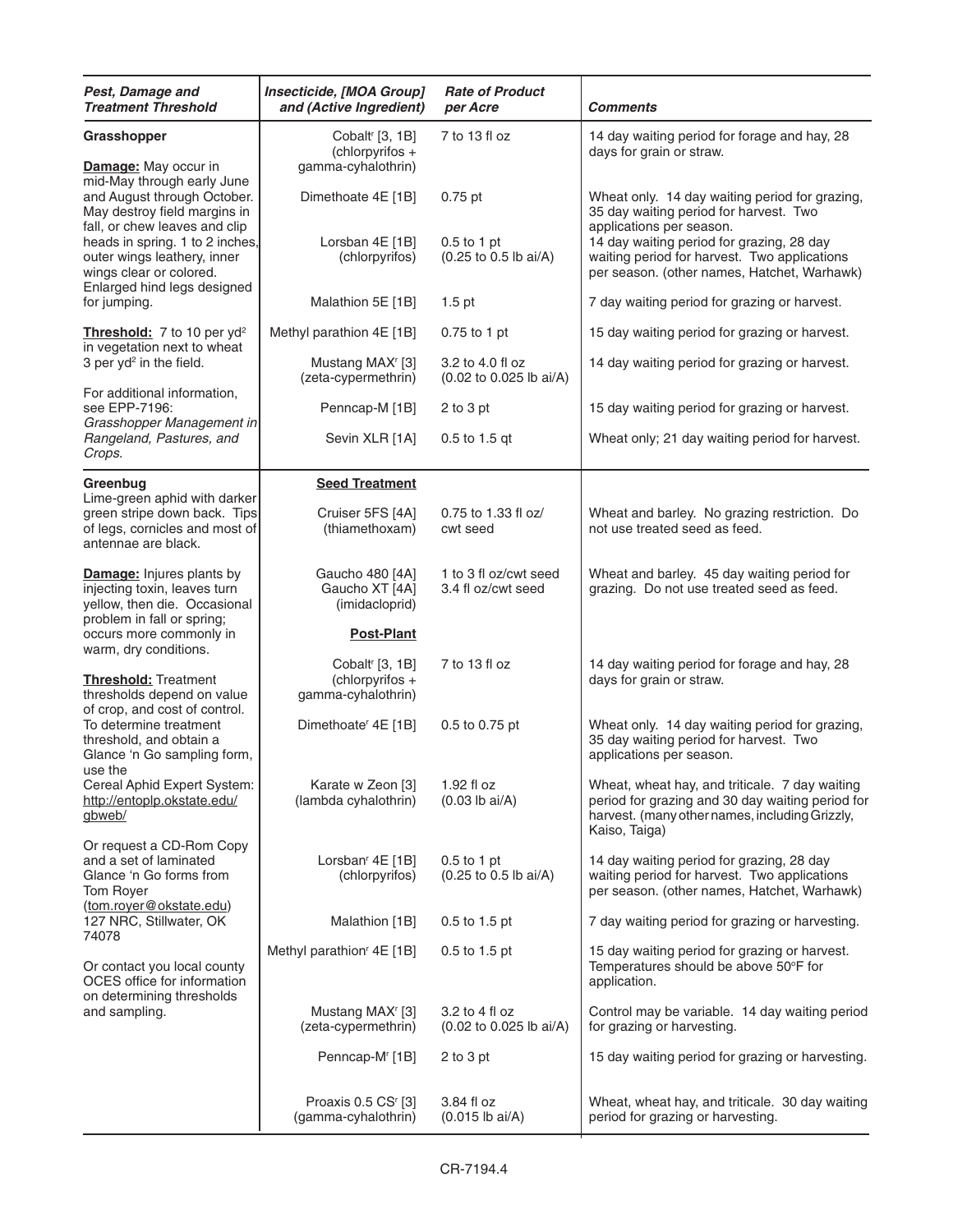| *Pest, Damage and Treatment Threshold* | *Insecticide, [MOA Group] and (Active Ingredient)* | *Rate of Product per Acre* | *Comments* |
|---|---|---|---|
| **Grasshopper** <br><br> **Damage:** May occur in mid-May through early June and August through October. May destroy field margins in fall, or chew leaves and clip heads in spring. 1 to 2 inches, outer wings leathery, inner wings clear or colored. Enlarged hind legs designed for jumping. <br><br> **Threshold:** 7 to 10 per yd² in vegetation next to wheat 3 per yd² in the field. <br><br> For additional information, see EPP-7196: *Grasshopper Management in Rangeland, Pastures, and Crops.* | Cobalt[r] [3, 1B] (chlorpyrifos + gamma-cyhalothrin) | 7 to 13 fl oz | 14 day waiting period for forage and hay, 28 days for grain or straw. |
| | Dimethoate 4E [1B] | 0.75 pt | Wheat only. 14 day waiting period for grazing, 35 day waiting period for harvest. Two applications per season. |
| | Lorsban 4E [1B] (chlorpyrifos) | 0.5 to 1 pt (0.25 to 0.5 lb ai/A) | 14 day waiting period for grazing, 28 day waiting period for harvest. Two applications per season. (other names, Hatchet, Warhawk) |
| | Malathion 5E [1B] | 1.5 pt | 7 day waiting period for grazing or harvest. |
| | Methyl parathion 4E [1B] | 0.75 to 1 pt | 15 day waiting period for grazing or harvest. |
| | Mustang MAX[r] [3] (zeta-cypermethrin) | 3.2 to 4.0 fl oz (0.02 to 0.025 lb ai/A) | 14 day waiting period for grazing or harvest. |
| | Penncap-M [1B] | 2 to 3 pt | 15 day waiting period for grazing or harvest. |
| | Sevin XLR [1A] | 0.5 to 1.5 qt | Wheat only; 21 day waiting period for harvest. |
| **Greenbug** <br> Lime-green aphid with darker green stripe down back. Tips of legs, cornicles and most of antennae are black. <br><br> **Damage:** Injures plants by injecting toxin, leaves turn yellow, then die. Occasional problem in fall or spring; occurs more commonly in warm, dry conditions. <br><br> **Threshold:** Treatment thresholds depend on value of crop, and cost of control. To determine treatment threshold, and obtain a Glance 'n Go sampling form, use the Cereal Aphid Expert System: http://entoplp.okstate.edu/gbweb/ <br><br> Or request a CD-Rom Copy and a set of laminated Glance 'n Go forms from Tom Royer (tom.royer@okstate.edu) 127 NRC, Stillwater, OK 74078 <br><br> Or contact you local county OCES office for information on determining thresholds and sampling. | **Seed Treatment** | | |
| | Cruiser 5FS [4A] (thiamethoxam) | 0.75 to 1.33 fl oz/ cwt seed | Wheat and barley. No grazing restriction. Do not use treated seed as feed. |
| | Gaucho 480 [4A] <br> Gaucho XT [4A] (imidacloprid) | 1 to 3 fl oz/cwt seed <br> 3.4 fl oz/cwt seed | Wheat and barley. 45 day waiting period for grazing. Do not use treated seed as feed. |
| | **Post-Plant** | | |
| | Cobalt[r] [3, 1B] (chlorpyrifos + gamma-cyhalothrin) | 7 to 13 fl oz | 14 day waiting period for forage and hay, 28 days for grain or straw. |
| | Dimethoate[r] 4E [1B] | 0.5 to 0.75 pt | Wheat only. 14 day waiting period for grazing, 35 day waiting period for harvest. Two applications per season. |
| | Karate w Zeon [3] (lambda cyhalothrin) | 1.92 fl oz (0.03 lb ai/A) | Wheat, wheat hay, and triticale. 7 day waiting period for grazing and 30 day waiting period for harvest. (many other names, including Grizzly, Kaiso, Taiga) |
| | Lorsban[r] 4E [1B] (chlorpyrifos) | 0.5 to 1 pt (0.25 to 0.5 lb ai/A) | 14 day waiting period for grazing, 28 day waiting period for harvest. Two applications per season. (other names, Hatchet, Warhawk) |
| | Malathion [1B] | 0.5 to 1.5 pt | 7 day waiting period for grazing or harvesting. |
| | Methyl parathion[r] 4E [1B] | 0.5 to 1.5 pt | 15 day waiting period for grazing or harvest. Temperatures should be above 50°F for application. |
| | Mustang MAX[r] [3] (zeta-cypermethrin) | 3.2 to 4 fl oz (0.02 to 0.025 lb ai/A) | Control may be variable. 14 day waiting period for grazing or harvesting. |
| | Penncap-M[r] [1B] | 2 to 3 pt | 15 day waiting period for grazing or harvesting. |
| | Proaxis 0.5 CS[r] [3] (gamma-cyhalothrin) | 3.84 fl oz (0.015 lb ai/A) | Wheat, wheat hay, and triticale. 30 day waiting period for grazing or harvesting. |

CR-7194.4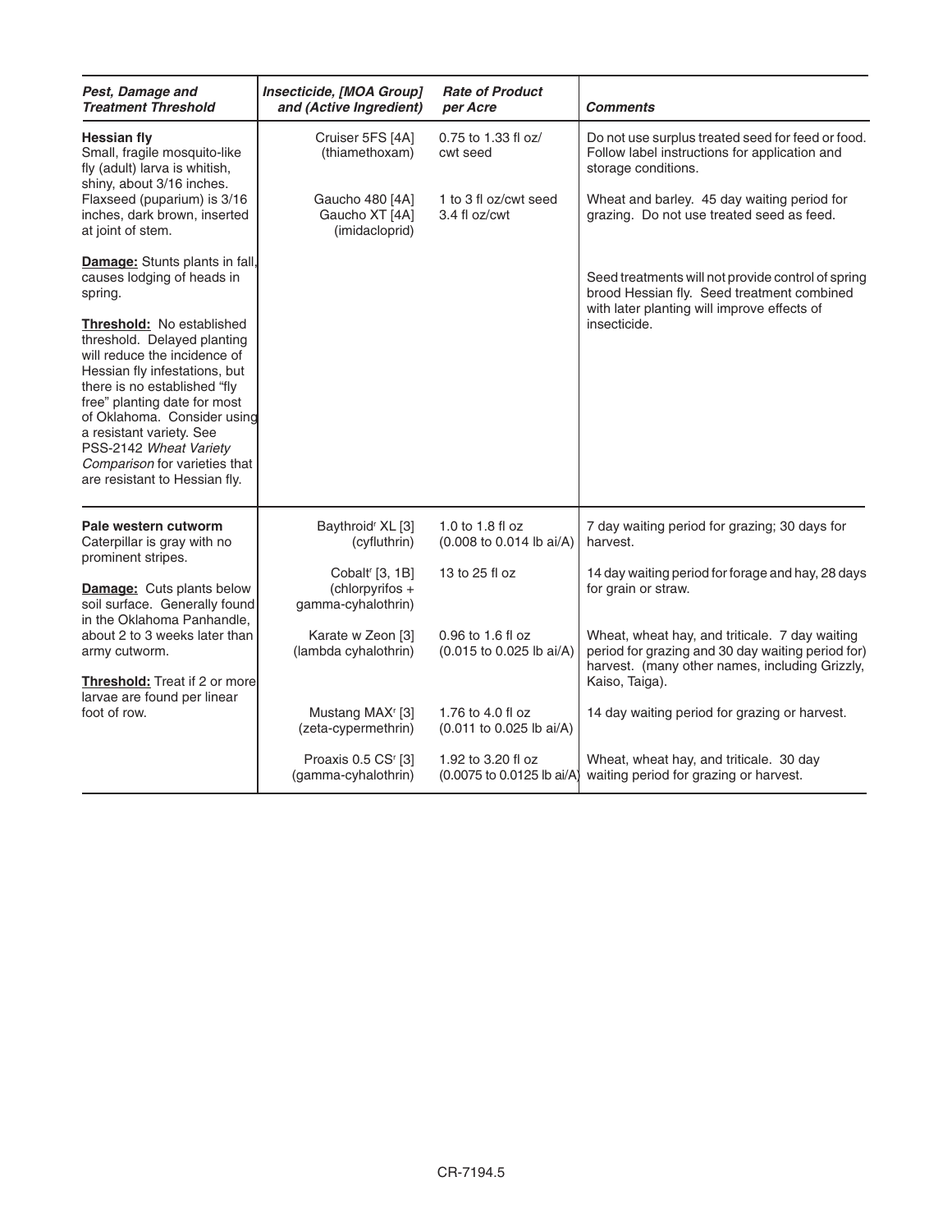| *Pest, Damage and Treatment Threshold* | *Insecticide, [MOA Group] and (Active Ingredient)* | *Rate of Product per Acre* | *Comments* |
|---|---|---|---|
| **Hessian fly**<br>Small, fragile mosquito-like fly (adult) larva is whitish, shiny, about 3/16 inches. Flaxseed (puparium) is 3/16 inches, dark brown, inserted at joint of stem.<br><br>**Damage:** Stunts plants in fall, causes lodging of heads in spring.<br><br>**Threshold:** No established threshold. Delayed planting will reduce the incidence of Hessian fly infestations, but there is no established "fly free" planting date for most of Oklahoma. Consider using a resistant variety. See PSS-2142 *Wheat Variety Comparison* for varieties that are resistant to Hessian fly. | Cruiser 5FS [4A] (thiamethoxam) | 0.75 to 1.33 fl oz/cwt seed | Do not use surplus treated seed for feed or food. Follow label instructions for application and storage conditions. |
| | Gaucho 480 [4A]<br>Gaucho XT [4A] (imidacloprid) | 1 to 3 fl oz/cwt seed<br>3.4 fl oz/cwt | Wheat and barley. 45 day waiting period for grazing. Do not use treated seed as feed. |
| | | | Seed treatments will not provide control of spring brood Hessian fly. Seed treatment combined with later planting will improve effects of insecticide. |
| **Pale western cutworm**<br>Caterpillar is gray with no prominent stripes.<br><br>**Damage:** Cuts plants below soil surface. Generally found in the Oklahoma Panhandle, about 2 to 3 weeks later than army cutworm.<br><br>**Threshold:** Treat if 2 or more larvae are found per linear foot of row. | Baythroid[r] XL [3] (cyfluthrin) | 1.0 to 1.8 fl oz (0.008 to 0.014 lb ai/A) | 7 day waiting period for grazing; 30 days for harvest. |
| | Cobalt[r] [3, 1B] (chlorpyrifos + gamma-cyhalothrin) | 13 to 25 fl oz | 14 day waiting period for forage and hay, 28 days for grain or straw. |
| | Karate w Zeon [3] (lambda cyhalothrin) | 0.96 to 1.6 fl oz (0.015 to 0.025 lb ai/A) | Wheat, wheat hay, and triticale. 7 day waiting period for grazing and 30 day waiting period for) harvest. (many other names, including Grizzly, Kaiso, Taiga). |
| | Mustang MAX[r] [3] (zeta-cypermethrin) | 1.76 to 4.0 fl oz (0.011 to 0.025 lb ai/A) | 14 day waiting period for grazing or harvest. |
| | Proaxis 0.5 CS[r] [3] (gamma-cyhalothrin) | 1.92 to 3.20 fl oz (0.0075 to 0.0125 lb ai/A) | Wheat, wheat hay, and triticale. 30 day waiting period for grazing or harvest. |

CR-7194.5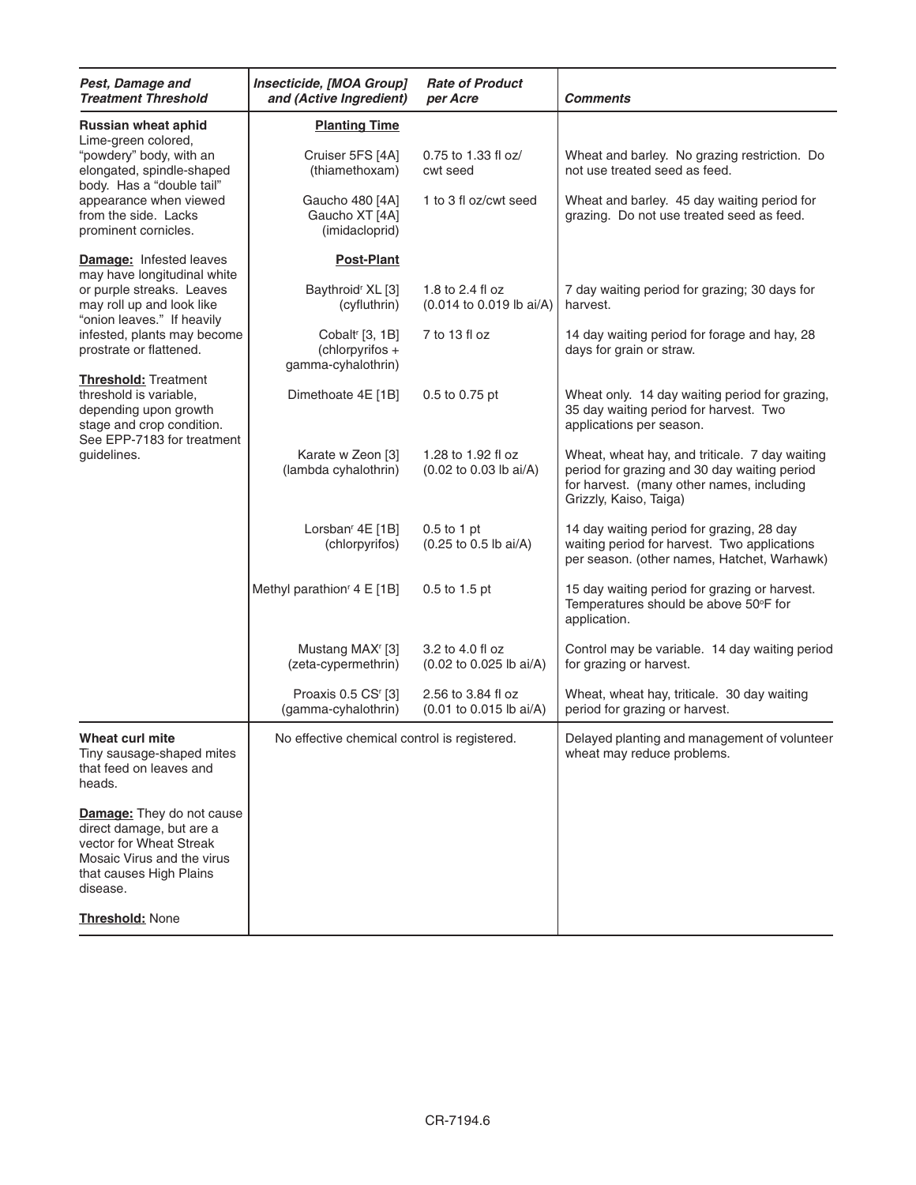| *Pest, Damage and Treatment Threshold* | *Insecticide, [MOA Group] and (Active Ingredient)* | *Rate of Product per Acre* | *Comments* |
|---|---|---|---|
| **Russian wheat aphid** Lime-green colored, "powdery" body, with an elongated, spindle-shaped body. Has a "double tail" appearance when viewed from the side. Lacks prominent cornicles.<br><br>**Damage:** Infested leaves may have longitudinal white or purple streaks. Leaves may roll up and look like "onion leaves." If heavily infested, plants may become prostrate or flattened.<br><br>**Threshold:** Treatment threshold is variable, depending upon growth stage and crop condition. See EPP-7183 for treatment guidelines. | **Planting Time** | | |
| | Cruiser 5FS [4A] (thiamethoxam) | 0.75 to 1.33 fl oz/ cwt seed | Wheat and barley. No grazing restriction. Do not use treated seed as feed. |
| | Gaucho 480 [4A] Gaucho XT [4A] (imidacloprid) | 1 to 3 fl oz/cwt seed | Wheat and barley. 45 day waiting period for grazing. Do not use treated seed as feed. |
| | **Post-Plant** | | |
| | Baythroid[r] XL [3] (cyfluthrin) | 1.8 to 2.4 fl oz (0.014 to 0.019 lb ai/A) | 7 day waiting period for grazing; 30 days for harvest. |
| | Cobalt[r] [3, 1B] (chlorpyrifos + gamma-cyhalothrin) | 7 to 13 fl oz | 14 day waiting period for forage and hay, 28 days for grain or straw. |
| | Dimethoate 4E [1B] | 0.5 to 0.75 pt | Wheat only. 14 day waiting period for grazing, 35 day waiting period for harvest. Two applications per season. |
| | Karate w Zeon [3] (lambda cyhalothrin) | 1.28 to 1.92 fl oz (0.02 to 0.03 lb ai/A) | Wheat, wheat hay, and triticale. 7 day waiting period for grazing and 30 day waiting period for harvest. (many other names, including Grizzly, Kaiso, Taiga) |
| | Lorsban[r] 4E [1B] (chlorpyrifos) | 0.5 to 1 pt (0.25 to 0.5 lb ai/A) | 14 day waiting period for grazing, 28 day waiting period for harvest. Two applications per season. (other names, Hatchet, Warhawk) |
| | Methyl parathion[r] 4 E [1B] | 0.5 to 1.5 pt | 15 day waiting period for grazing or harvest. Temperatures should be above 50°F for application. |
| | Mustang MAX[r] [3] (zeta-cypermethrin) | 3.2 to 4.0 fl oz (0.02 to 0.025 lb ai/A) | Control may be variable. 14 day waiting period for grazing or harvest. |
| | Proaxis 0.5 CS[r] [3] (gamma-cyhalothrin) | 2.56 to 3.84 fl oz (0.01 to 0.015 lb ai/A) | Wheat, wheat hay, triticale. 30 day waiting period for grazing or harvest. |
| **Wheat curl mite** Tiny sausage-shaped mites that feed on leaves and heads.<br><br>**Damage:** They do not cause direct damage, but are a vector for Wheat Streak Mosaic Virus and the virus that causes High Plains disease.<br><br>**Threshold:** None | No effective chemical control is registered. | | Delayed planting and management of volunteer wheat may reduce problems. |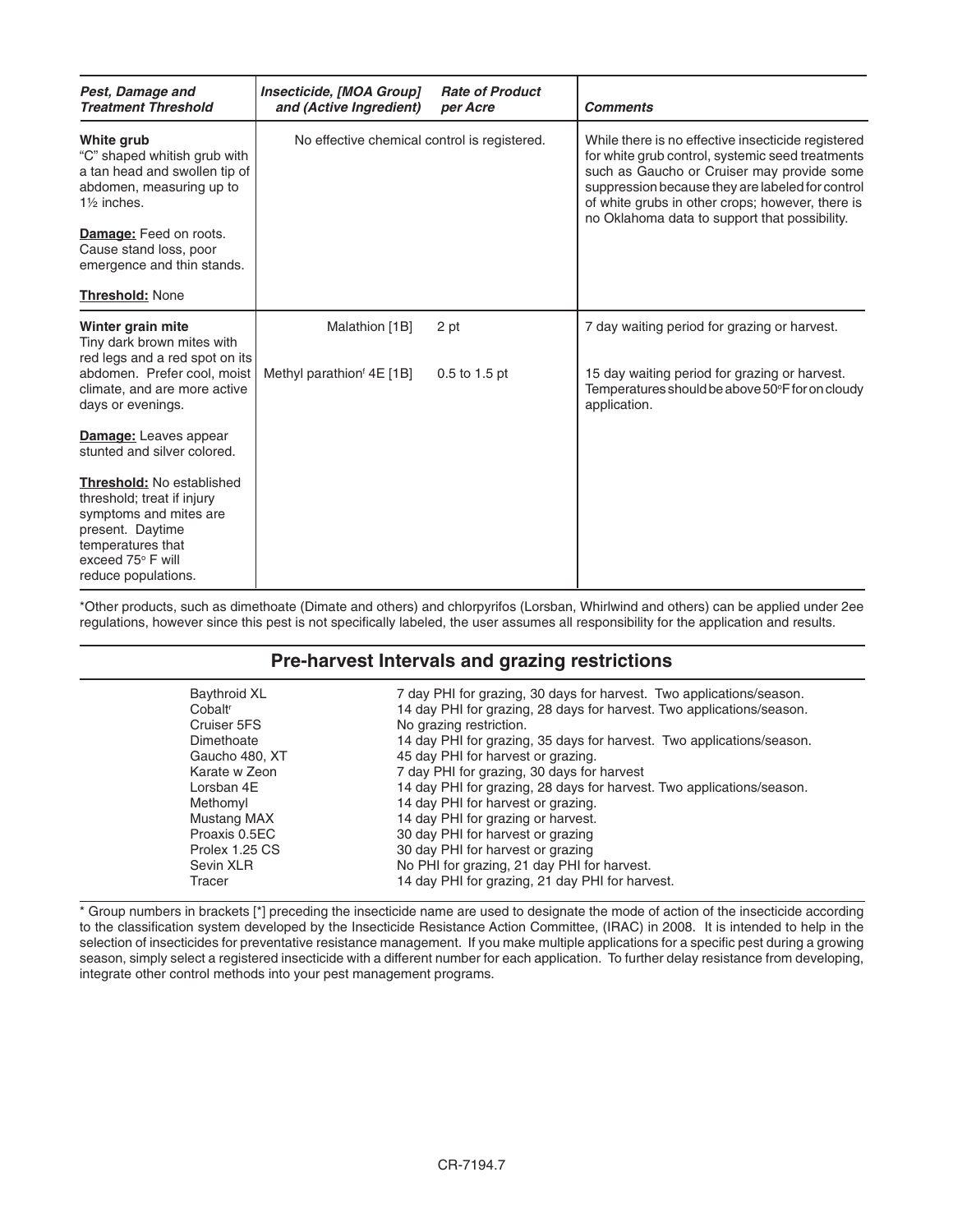| *Pest, Damage and Treatment Threshold* | *Insecticide, [MOA Group] and (Active Ingredient)* | *Rate of Product per Acre* | *Comments* |
|---|---|---|---|
| **White grub** "C" shaped whitish grub with a tan head and swollen tip of abdomen, measuring up to 1½ inches. <br><br> **Damage:** Feed on roots. Cause stand loss, poor emergence and thin stands. <br><br> **Threshold:** None | No effective chemical control is registered. | | While there is no effective insecticide registered for white grub control, systemic seed treatments such as Gaucho or Cruiser may provide some suppression because they are labeled for control of white grubs in other crops; however, there is no Oklahoma data to support that possibility. |
| **Winter grain mite** Tiny dark brown mites with red legs and a red spot on its abdomen. Prefer cool, moist climate, and are more active days or evenings. <br><br> **Damage:** Leaves appear stunted and silver colored. <br><br> **Threshold:** No established threshold; treat if injury symptoms and mites are present. Daytime temperatures that exceed 75° F will reduce populations. | Malathion [1B] | 2 pt | 7 day waiting period for grazing or harvest. |
| | Methyl parathion[r] 4E [1B] | 0.5 to 1.5 pt | 15 day waiting period for grazing or harvest. Temperatures should be above 50°F for on cloudy application. |

*Other products, such as dimethoate (Dimate and others) and chlorpyrifos (Lorsban, Whirlwind and others) can be applied under 2ee regulations, however since this pest is not specifically labeled, the user assumes all responsibility for the application and results.

## Pre-harvest Intervals and grazing restrictions

| | |
|---|---|
| Baythroid XL | 7 day PHI for grazing, 30 days for harvest. Two applications/season. |
| Cobalt[r] | 14 day PHI for grazing, 28 days for harvest. Two applications/season. |
| Cruiser 5FS | No grazing restriction. |
| Dimethoate | 14 day PHI for grazing, 35 days for harvest. Two applications/season. |
| Gaucho 480, XT | 45 day PHI for harvest or grazing. |
| Karate w Zeon | 7 day PHI for grazing, 30 days for harvest |
| Lorsban 4E | 14 day PHI for grazing, 28 days for harvest. Two applications/season. |
| Methomyl | 14 day PHI for harvest or grazing. |
| Mustang MAX | 14 day PHI for grazing or harvest. |
| Proaxis 0.5EC | 30 day PHI for harvest or grazing |
| Prolex 1.25 CS | 30 day PHI for harvest or grazing |
| Sevin XLR | No PHI for grazing, 21 day PHI for harvest. |
| Tracer | 14 day PHI for grazing, 21 day PHI for harvest. |

* Group numbers in brackets [*] preceding the insecticide name are used to designate the mode of action of the insecticide according to the classification system developed by the Insecticide Resistance Action Committee, (IRAC) in 2008. It is intended to help in the selection of insecticides for preventative resistance management. If you make multiple applications for a specific pest during a growing season, simply select a registered insecticide with a different number for each application. To further delay resistance from developing, integrate other control methods into your pest management programs.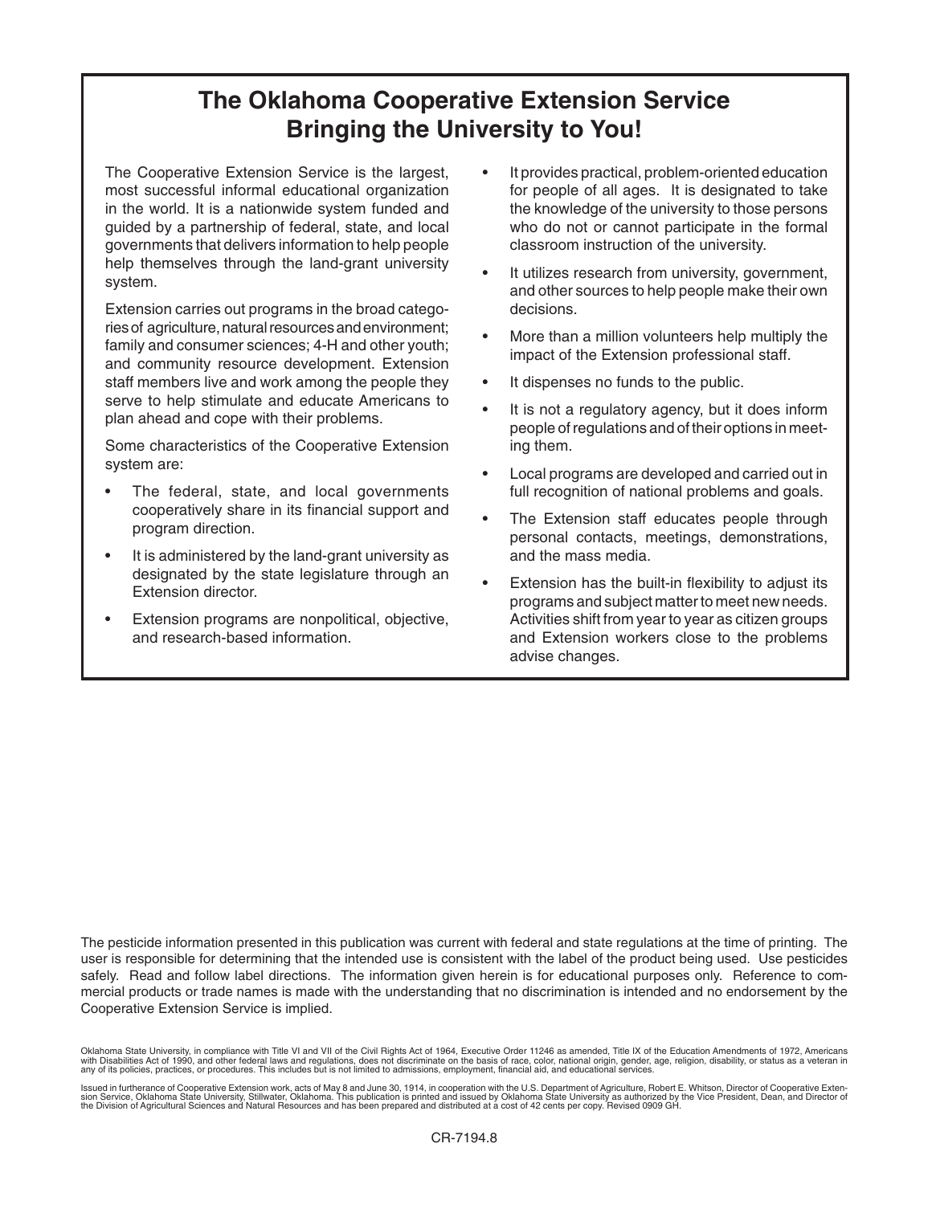## The Oklahoma Cooperative Extension Service Bringing the University to You!

The Cooperative Extension Service is the largest, most successful informal educational organization in the world. It is a nationwide system funded and guided by a partnership of federal, state, and local governments that delivers information to help people help themselves through the land-grant university system.

Extension carries out programs in the broad categories of agriculture, natural resources and environment; family and consumer sciences; 4-H and other youth; and community resource development. Extension staff members live and work among the people they serve to help stimulate and educate Americans to plan ahead and cope with their problems.

Some characteristics of the Cooperative Extension system are:

- The federal, state, and local governments cooperatively share in its financial support and program direction.
- It is administered by the land-grant university as designated by the state legislature through an Extension director.
- Extension programs are nonpolitical, objective, and research-based information.
- It provides practical, problem-oriented education for people of all ages. It is designated to take the knowledge of the university to those persons who do not or cannot participate in the formal classroom instruction of the university.
- It utilizes research from university, government, and other sources to help people make their own decisions.
- More than a million volunteers help multiply the impact of the Extension professional staff.
- It dispenses no funds to the public.
- It is not a regulatory agency, but it does inform people of regulations and of their options in meeting them.
- Local programs are developed and carried out in full recognition of national problems and goals.
- The Extension staff educates people through personal contacts, meetings, demonstrations, and the mass media.
- Extension has the built-in flexibility to adjust its programs and subject matter to meet new needs. Activities shift from year to year as citizen groups and Extension workers close to the problems advise changes.

The pesticide information presented in this publication was current with federal and state regulations at the time of printing. The user is responsible for determining that the intended use is consistent with the label of the product being used. Use pesticides safely. Read and follow label directions. The information given herein is for educational purposes only. Reference to commercial products or trade names is made with the understanding that no discrimination is intended and no endorsement by the Cooperative Extension Service is implied.

Oklahoma State University, in compliance with Title VI and VII of the Civil Rights Act of 1964, Executive Order 11246 as amended, Title IX of the Education Amendments of 1972, Americans with Disabilities Act of 1990, and other federal laws and regulations, does not discriminate on the basis of race, color, national origin, gender, age, religion, disability, or status as a veteran in any of its policies, practices, or procedures. This includes but is not limited to admissions, employment, financial aid, and educational services.

Issued in furtherance of Cooperative Extension work, acts of May 8 and June 30, 1914, in cooperation with the U.S. Department of Agriculture, Robert E. Whitson, Director of Cooperative Extension Service, Oklahoma State University, Stillwater, Oklahoma. This publication is printed and issued by Oklahoma State University as authorized by the Vice President, Dean, and Director of the Division of Agricultural Sciences and Natural Resources and has been prepared and distributed at a cost of 42 cents per copy. Revised 0909 GH.

CR-7194.8